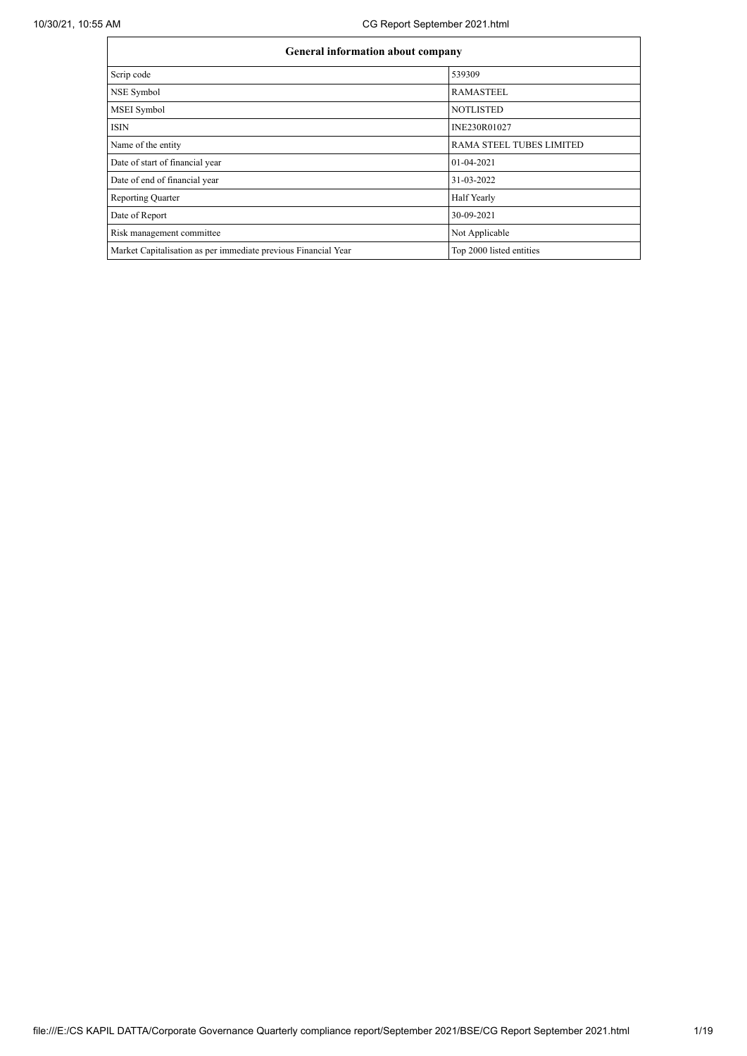| General information about company | |
|---|---|
| Scrip code | 539309 |
| NSE Symbol | RAMASTEEL |
| MSEI Symbol | NOTLISTED |
| ISIN | INE230R01027 |
| Name of the entity | RAMA STEEL TUBES LIMITED |
| Date of start of financial year | 01-04-2021 |
| Date of end of financial year | 31-03-2022 |
| Reporting Quarter | Half Yearly |
| Date of Report | 30-09-2021 |
| Risk management committee | Not Applicable |
| Market Capitalisation as per immediate previous Financial Year | Top 2000 listed entities |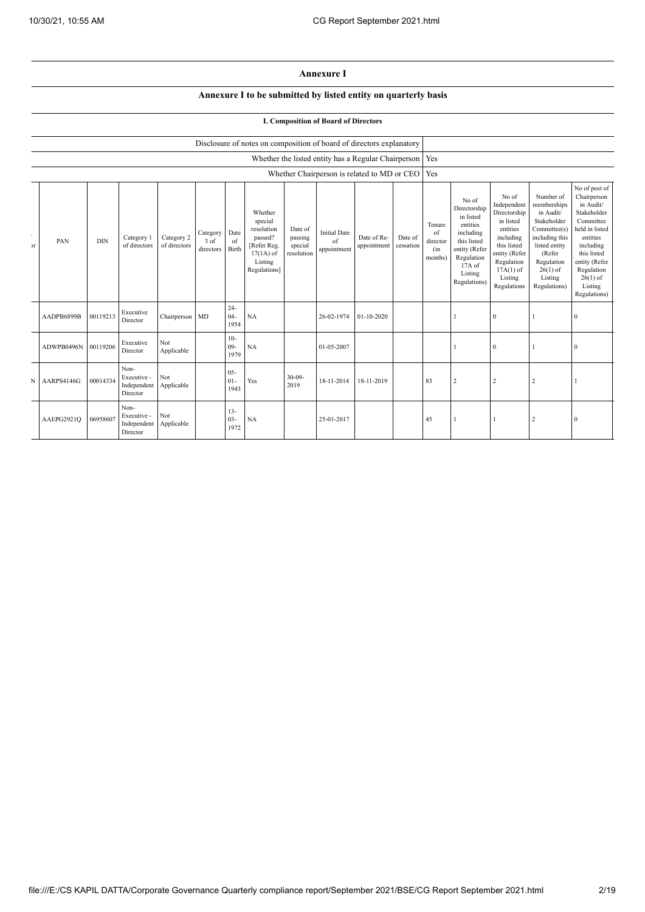## Annexure I

### Annexure I to be submitted by listed entity on quarterly basis

#### I. Composition of Board of Directors

| Disclosure of notes on composition of board of directors explanatory | |
|---|---|
| Whether the listed entity has a Regular Chairperson | Yes |
| Whether Chairperson is related to MD or CEO | Yes |

| or | PAN | DIN | Category 1 of directors | Category 2 of directors | Category 3 of directors | Date of Birth | Whether special resolution passed? [Refer Reg. 17(1A) of Listing Regulations] | Date of passing special resolution | Initial Date of appointment | Date of Re-appointment | Date of cessation | Tenure of director (in months) | No of Directorship in listed entities including this listed entity (Refer Regulation 17A of Listing Regulations) | No of Independent Directorship in listed entities including this listed entity (Refer Regulation 17A(1) of Listing Regulations | Number of memberships in Audit/ Stakeholder Committee(s) including this listed entity (Refer Regulation 26(1) of Listing Regulations) | No of post of Chairperson in Audit/ Stakeholder Committee held in listed entities including this listed entity (Refer Regulation 26(1) of Listing Regulations) |
|---|---|---|---|---|---|---|---|---|---|---|---|---|---|---|---|---|
| | AADPB6899B | 00119213 | Executive Director | Chairperson | MD | 24-04-1954 | NA | | 26-02-1974 | 01-10-2020 | | | 1 | 0 | 1 | 0 |
| | ADWPB0496N | 00119206 | Executive Director | Not Applicable | | 10-09-1979 | NA | | 01-05-2007 | | | | 1 | 0 | 1 | 0 |
| N | AARPS4146G | 00014334 | Non-Executive - Independent Director | Not Applicable | | 05-01-1943 | Yes | 30-09-2019 | 18-11-2014 | 18-11-2019 | | 83 | 2 | 2 | 2 | 1 |
| | AAEPG2921Q | 06958607 | Non-Executive - Independent Director | Not Applicable | | 13-03-1972 | NA | | 25-01-2017 | | | 45 | 1 | 1 | 2 | 0 |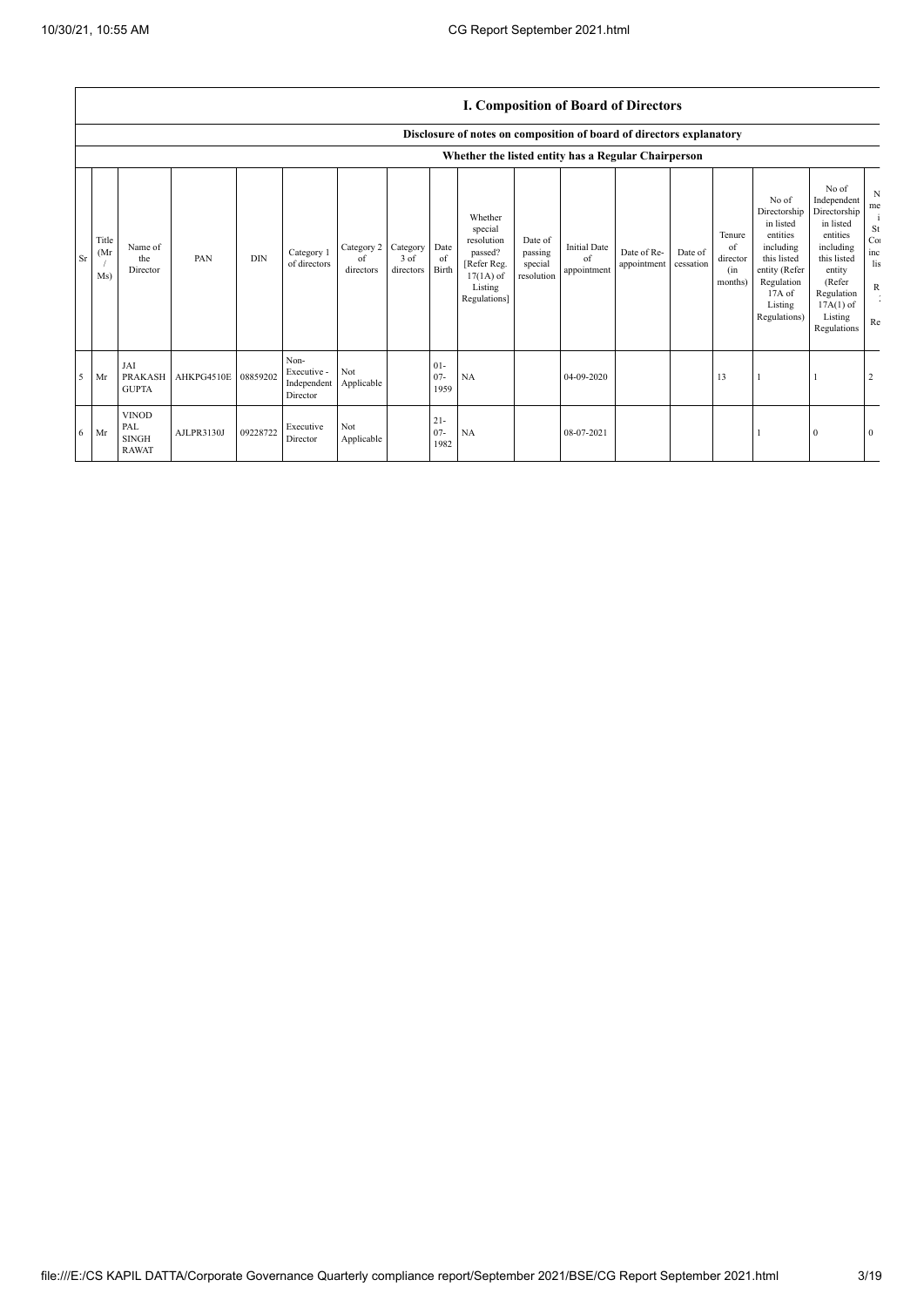## I. Composition of Board of Directors

### Disclosure of notes on composition of board of directors explanatory

#### Whether the listed entity has a Regular Chairperson

| Sr | Title (Mr / Ms) | Name of the Director | PAN | DIN | Category 1 of directors | Category 2 of directors | Category 3 of directors | Date of Birth | Whether special resolution passed? [Refer Reg. 17(1A) of Listing Regulations] | Date of passing special resolution | Initial Date of appointment | Date of Re-appointment | Date of cessation | Tenure of director (in months) | No of Directorship in listed entities including this listed entity (Refer Regulation 17A of Listing Regulations) | No of Independent Directorship in listed entities including this listed entity (Refer Regulation 17A(1) of Listing Regulations | N me i St Co inc lis R Re |
|---|---|---|---|---|---|---|---|---|---|---|---|---|---|---|---|---|---|
| 5 | Mr | JAI PRAKASH GUPTA | AHKPG4510E | 08859202 | Non-Executive - Independent Director | Not Applicable | | 01-07-1959 | NA | | 04-09-2020 | | | 13 | 1 | 1 | 2 |
| 6 | Mr | VINOD PAL SINGH RAWAT | AJLPR3130J | 09228722 | Executive Director | Not Applicable | | 21-07-1982 | NA | | 08-07-2021 | | | | 1 | 0 | 0 |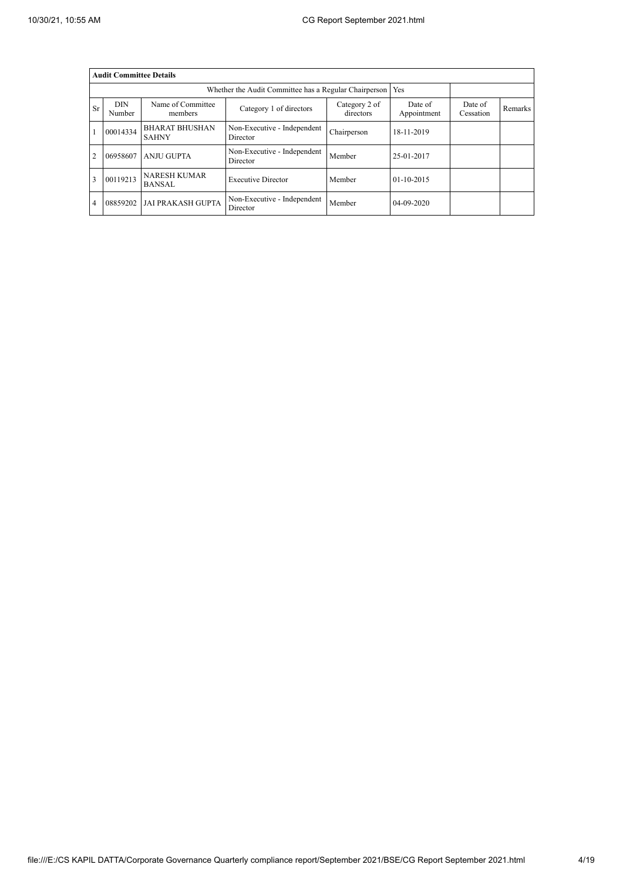| Audit Committee Details | | | | | | | |
|---|---|---|---|---|---|---|---|
| Whether the Audit Committee has a Regular Chairperson | | | | | Yes | | |
| Sr | DIN Number | Name of Committee members | Category 1 of directors | Category 2 of directors | Date of Appointment | Date of Cessation | Remarks |
| 1 | 00014334 | BHARAT BHUSHAN SAHNY | Non-Executive - Independent Director | Chairperson | 18-11-2019 | | |
| 2 | 06958607 | ANJU GUPTA | Non-Executive - Independent Director | Member | 25-01-2017 | | |
| 3 | 00119213 | NARESH KUMAR BANSAL | Executive Director | Member | 01-10-2015 | | |
| 4 | 08859202 | JAI PRAKASH GUPTA | Non-Executive - Independent Director | Member | 04-09-2020 | | |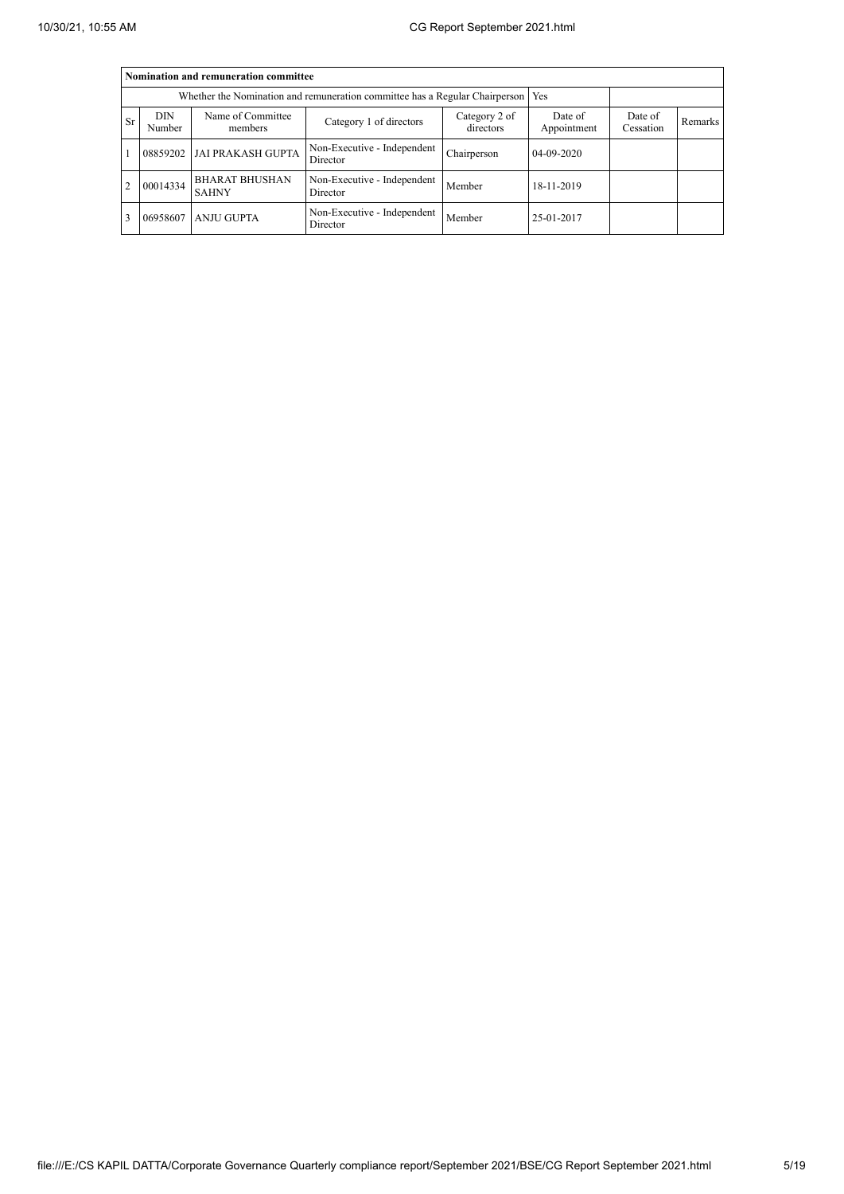| Nomination and remuneration committee | | | | | | | |
|---|---|---|---|---|---|---|---|
| Whether the Nomination and remuneration committee has a Regular Chairperson | | | | | Yes | | |
| Sr | DIN Number | Name of Committee members | Category 1 of directors | Category 2 of directors | Date of Appointment | Date of Cessation | Remarks |
| 1 | 08859202 | JAI PRAKASH GUPTA | Non-Executive - Independent Director | Chairperson | 04-09-2020 | | |
| 2 | 00014334 | BHARAT BHUSHAN SAHNY | Non-Executive - Independent Director | Member | 18-11-2019 | | |
| 3 | 06958607 | ANJU GUPTA | Non-Executive - Independent Director | Member | 25-01-2017 | | |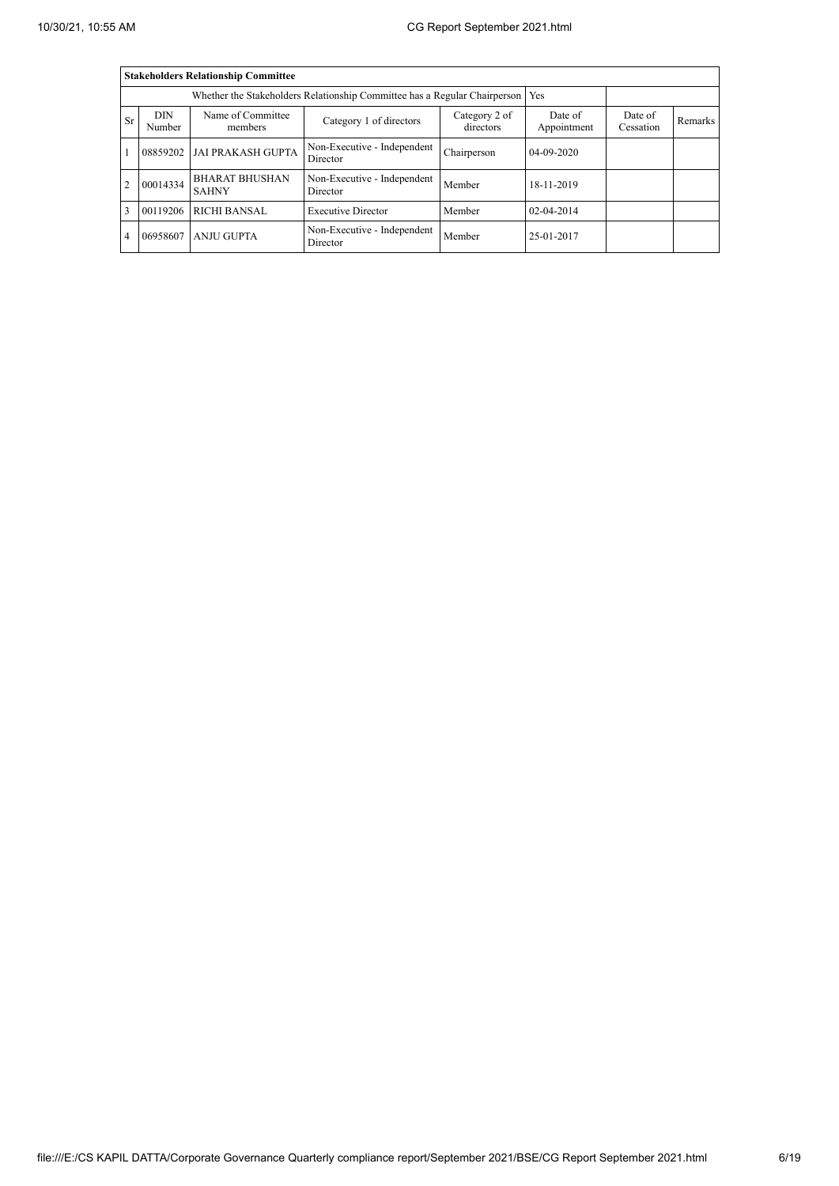| **Stakeholders Relationship Committee** | | | | | | | |
|---|---|---|---|---|---|---|---|
| Whether the Stakeholders Relationship Committee has a Regular Chairperson | | | | | Yes | | |
| Sr | DIN Number | Name of Committee members | Category 1 of directors | Category 2 of directors | Date of Appointment | Date of Cessation | Remarks |
| 1 | 08859202 | JAI PRAKASH GUPTA | Non-Executive - Independent Director | Chairperson | 04-09-2020 | | |
| 2 | 00014334 | BHARAT BHUSHAN SAHNY | Non-Executive - Independent Director | Member | 18-11-2019 | | |
| 3 | 00119206 | RICHI BANSAL | Executive Director | Member | 02-04-2014 | | |
| 4 | 06958607 | ANJU GUPTA | Non-Executive - Independent Director | Member | 25-01-2017 | | |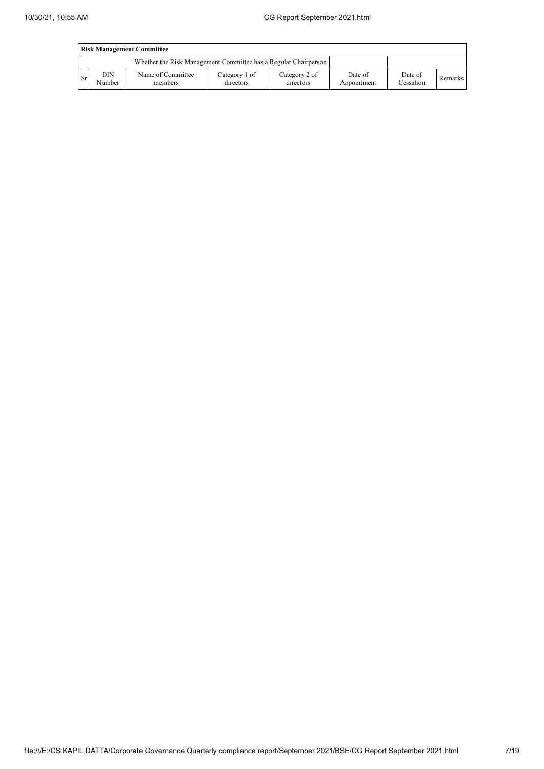| Risk Management Committee | | | | | | | |
|---|---|---|---|---|---|---|---|
| Whether the Risk Management Committee has a Regular Chairperson | | | | | | | |
| Sr | DIN Number | Name of Committee members | Category 1 of directors | Category 2 of directors | Date of Appointment | Date of Cessation | Remarks |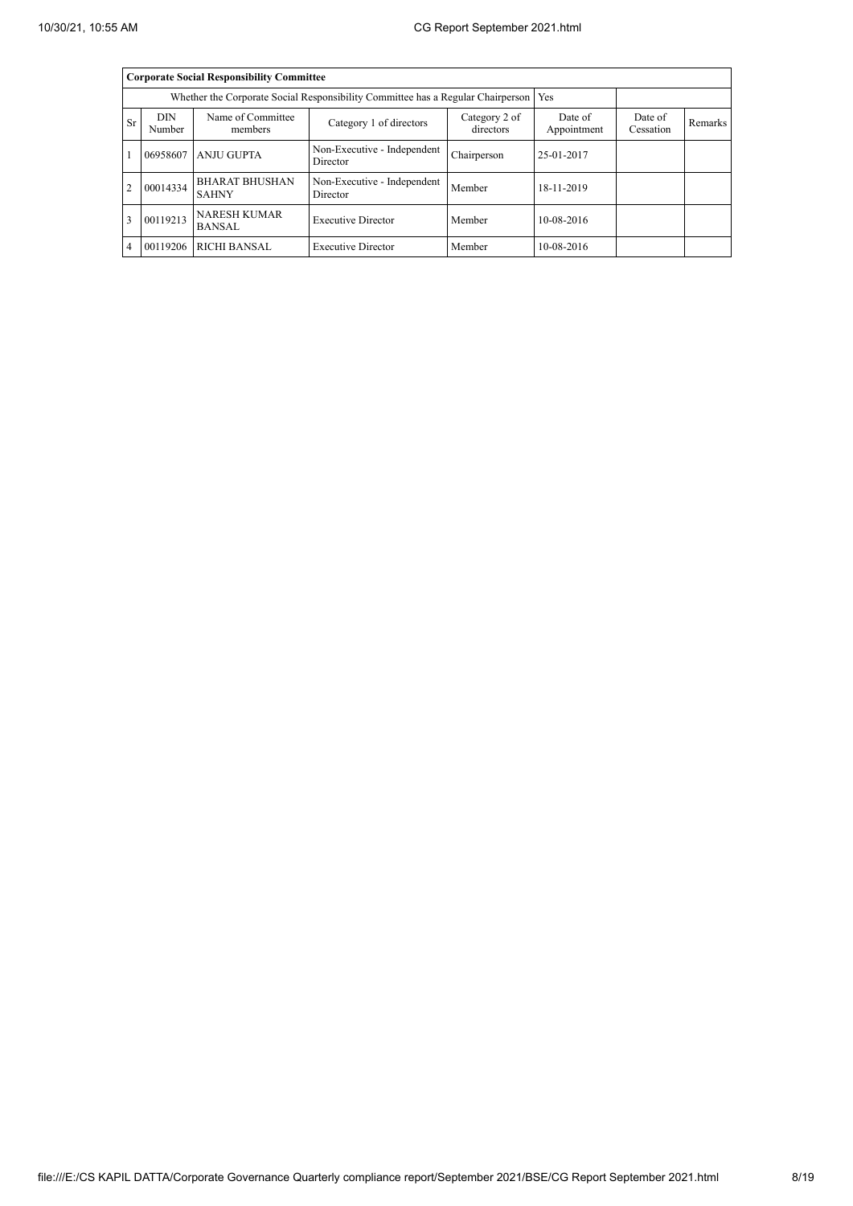| Corporate Social Responsibility Committee | | | | | | | |
|---|---|---|---|---|---|---|---|
| Whether the Corporate Social Responsibility Committee has a Regular Chairperson | | | | | Yes | | |
| Sr | DIN Number | Name of Committee members | Category 1 of directors | Category 2 of directors | Date of Appointment | Date of Cessation | Remarks |
| 1 | 06958607 | ANJU GUPTA | Non-Executive - Independent Director | Chairperson | 25-01-2017 | | |
| 2 | 00014334 | BHARAT BHUSHAN SAHNY | Non-Executive - Independent Director | Member | 18-11-2019 | | |
| 3 | 00119213 | NARESH KUMAR BANSAL | Executive Director | Member | 10-08-2016 | | |
| 4 | 00119206 | RICHI BANSAL | Executive Director | Member | 10-08-2016 | | |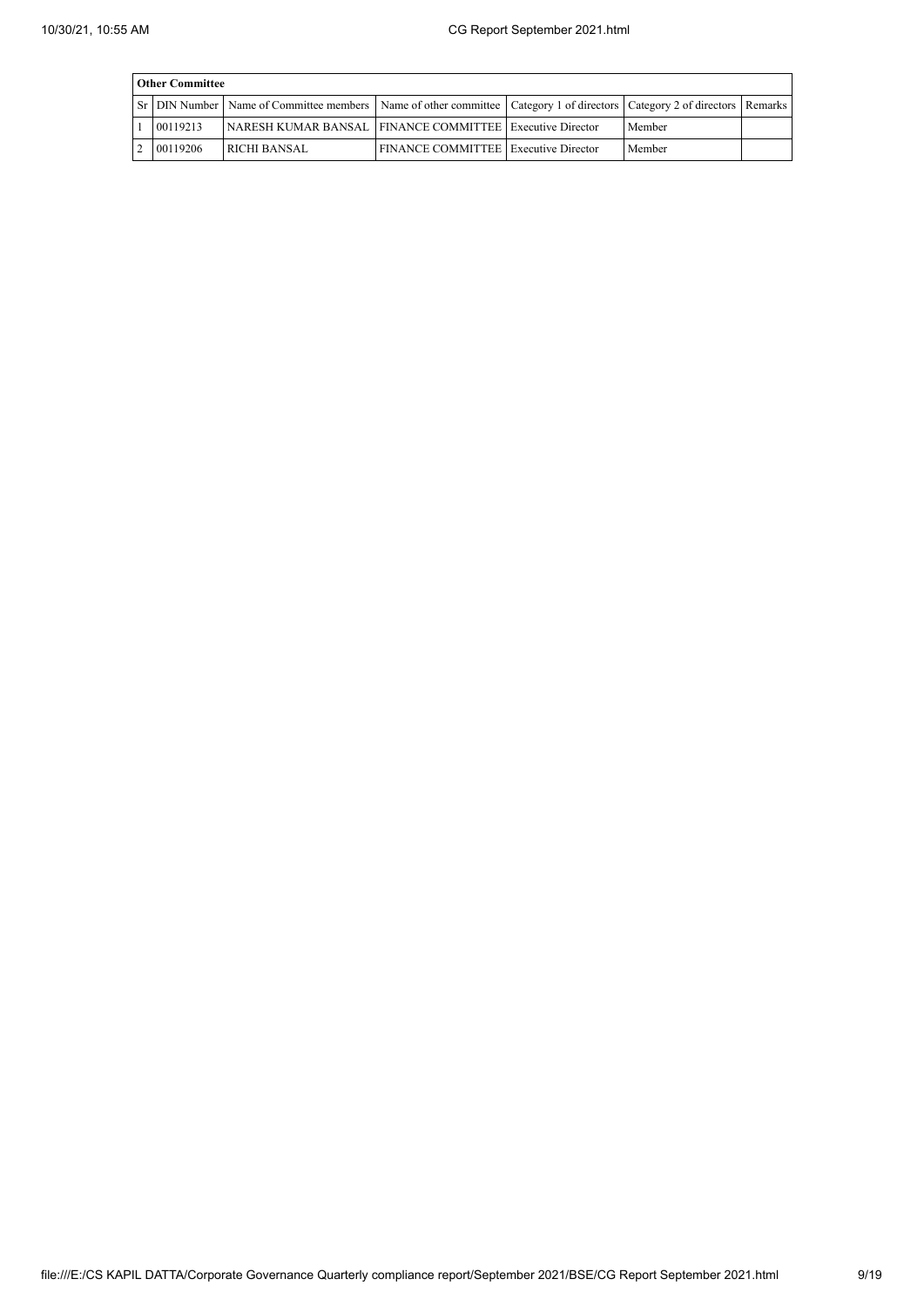| Other Committee | | | | | | |
|---|---|---|---|---|---|---|
| Sr | DIN Number | Name of Committee members | Name of other committee | Category 1 of directors | Category 2 of directors | Remarks |
| 1 | 00119213 | NARESH KUMAR BANSAL | FINANCE COMMITTEE | Executive Director | Member | |
| 2 | 00119206 | RICHI BANSAL | FINANCE COMMITTEE | Executive Director | Member | |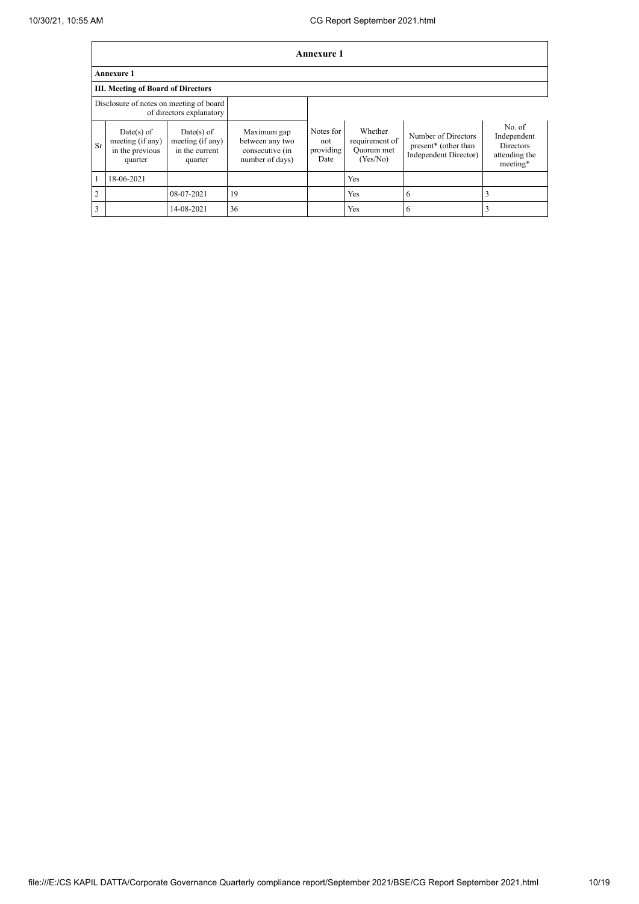## Annexure 1

**Annexure 1**

**III. Meeting of Board of Directors**

| Disclosure of notes on meeting of board of directors explanatory | | | | | | | |
|---|---|---|---|---|---|---|---|
| Sr | Date(s) of meeting (if any) in the previous quarter | Date(s) of meeting (if any) in the current quarter | Maximum gap between any two consecutive (in number of days) | Notes for not providing Date | Whether requirement of Quorum met (Yes/No) | Number of Directors present* (other than Independent Director) | No. of Independent Directors attending the meeting* |
| 1 | 18-06-2021 | | | | Yes | | |
| 2 | | 08-07-2021 | 19 | | Yes | 6 | 3 |
| 3 | | 14-08-2021 | 36 | | Yes | 6 | 3 |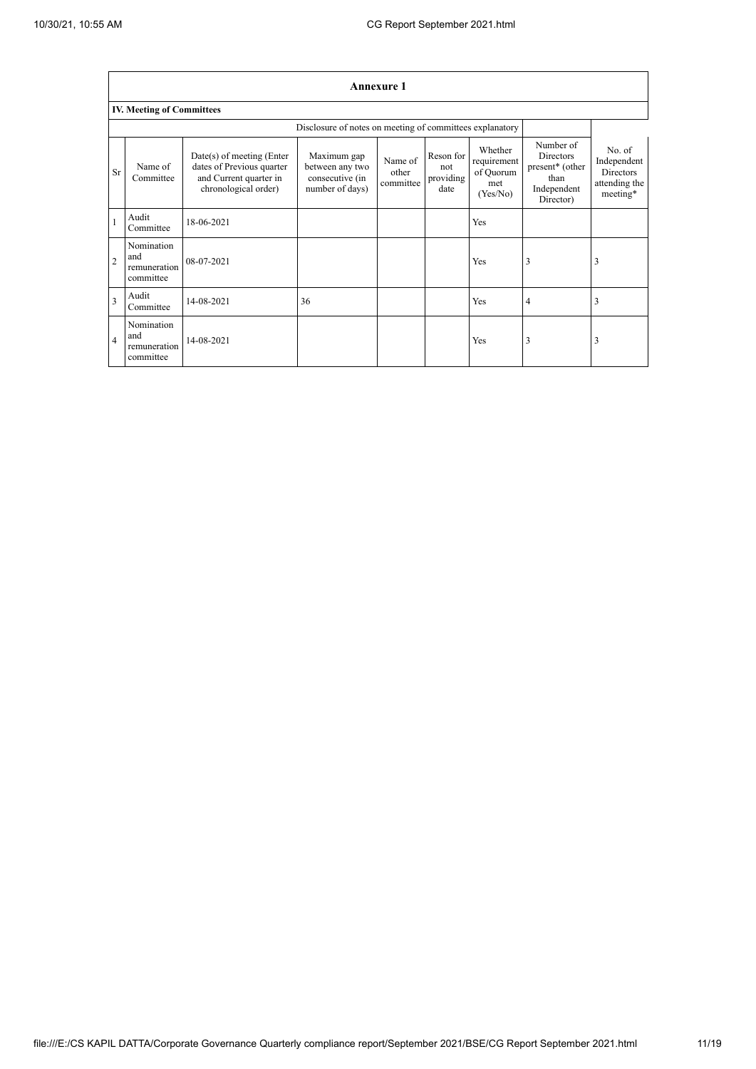## Annexure 1

### IV. Meeting of Committees

| | | | Disclosure of notes on meeting of committees explanatory | | | | | |
|---|---|---|---|---|---|---|---|---|
| Sr | Name of Committee | Date(s) of meeting (Enter dates of Previous quarter and Current quarter in chronological order) | Maximum gap between any two consecutive (in number of days) | Name of other committee | Reson for not providing date | Whether requirement of Quorum met (Yes/No) | Number of Directors present* (other than Independent Director) | No. of Independent Directors attending the meeting* |
| 1 | Audit Committee | 18-06-2021 | | | | Yes | | |
| 2 | Nomination and remuneration committee | 08-07-2021 | | | | Yes | 3 | 3 |
| 3 | Audit Committee | 14-08-2021 | 36 | | | Yes | 4 | 3 |
| 4 | Nomination and remuneration committee | 14-08-2021 | | | | Yes | 3 | 3 |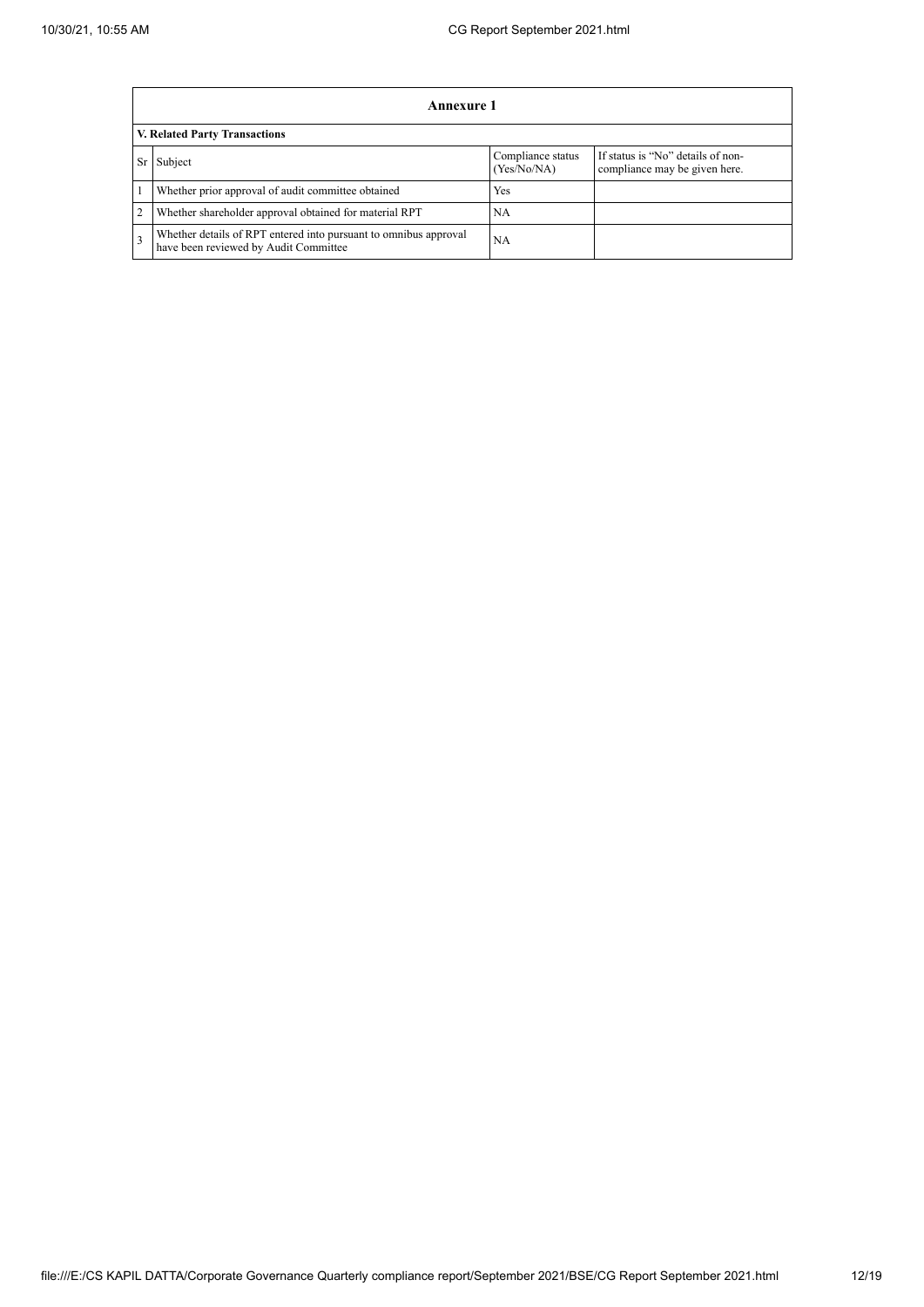## Annexure 1

| V. Related Party Transactions | | | |
|---|---|---|---|
| Sr | Subject | Compliance status (Yes/No/NA) | If status is "No" details of non-compliance may be given here. |
| 1 | Whether prior approval of audit committee obtained | Yes | |
| 2 | Whether shareholder approval obtained for material RPT | NA | |
| 3 | Whether details of RPT entered into pursuant to omnibus approval have been reviewed by Audit Committee | NA | |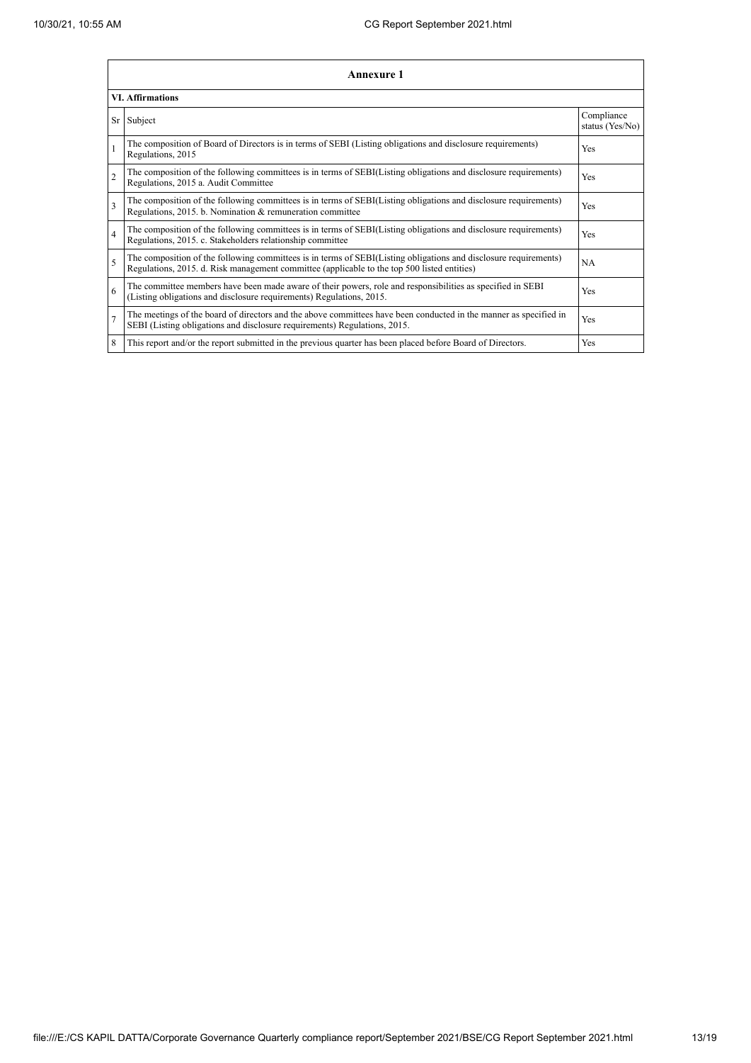## Annexure 1

### VI. Affirmations

| Sr | Subject | Compliance status (Yes/No) |
|---|---|---|
| 1 | The composition of Board of Directors is in terms of SEBI (Listing obligations and disclosure requirements) Regulations, 2015 | Yes |
| 2 | The composition of the following committees is in terms of SEBI(Listing obligations and disclosure requirements) Regulations, 2015 a. Audit Committee | Yes |
| 3 | The composition of the following committees is in terms of SEBI(Listing obligations and disclosure requirements) Regulations, 2015. b. Nomination & remuneration committee | Yes |
| 4 | The composition of the following committees is in terms of SEBI(Listing obligations and disclosure requirements) Regulations, 2015. c. Stakeholders relationship committee | Yes |
| 5 | The composition of the following committees is in terms of SEBI(Listing obligations and disclosure requirements) Regulations, 2015. d. Risk management committee (applicable to the top 500 listed entities) | NA |
| 6 | The committee members have been made aware of their powers, role and responsibilities as specified in SEBI (Listing obligations and disclosure requirements) Regulations, 2015. | Yes |
| 7 | The meetings of the board of directors and the above committees have been conducted in the manner as specified in SEBI (Listing obligations and disclosure requirements) Regulations, 2015. | Yes |
| 8 | This report and/or the report submitted in the previous quarter has been placed before Board of Directors. | Yes |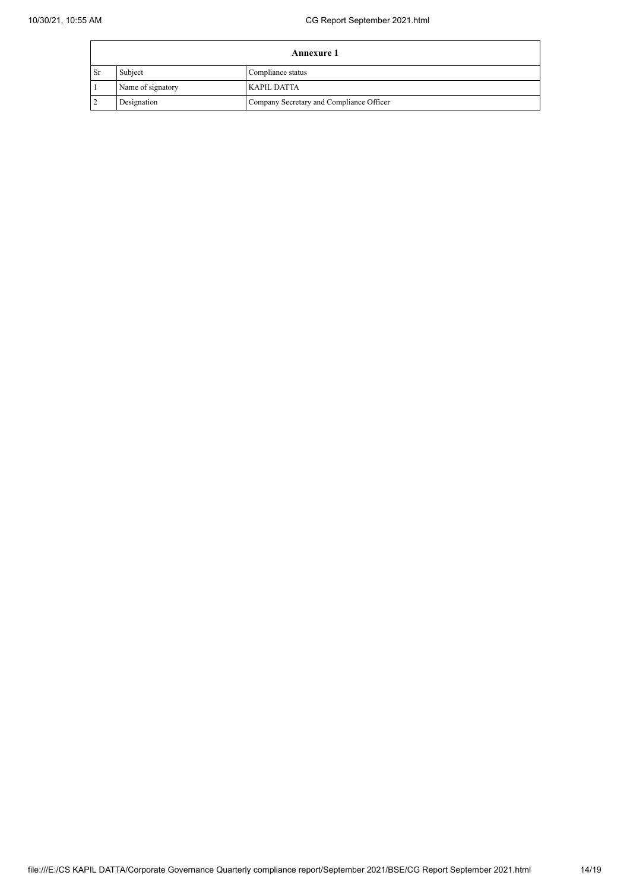| Annexure 1 | | |
|---|---|---|
| Sr | Subject | Compliance status |
| 1 | Name of signatory | KAPIL DATTA |
| 2 | Designation | Company Secretary and Compliance Officer |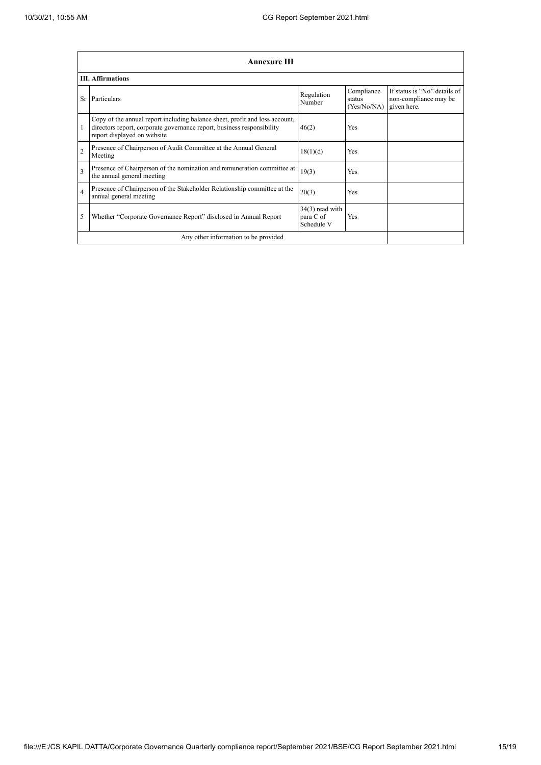| Annexure III | | | | |
|---|---|---|---|---|
| **III. Affirmations** | | | | |
| Sr | Particulars | Regulation Number | Compliance status (Yes/No/NA) | If status is “No” details of non-compliance may be given here. |
| 1 | Copy of the annual report including balance sheet, profit and loss account, directors report, corporate governance report, business responsibility report displayed on website | 46(2) | Yes | |
| 2 | Presence of Chairperson of Audit Committee at the Annual General Meeting | 18(1)(d) | Yes | |
| 3 | Presence of Chairperson of the nomination and remuneration committee at the annual general meeting | 19(3) | Yes | |
| 4 | Presence of Chairperson of the Stakeholder Relationship committee at the annual general meeting | 20(3) | Yes | |
| 5 | Whether “Corporate Governance Report” disclosed in Annual Report | 34(3) read with para C of Schedule V | Yes | |
| Any other information to be provided | | | | |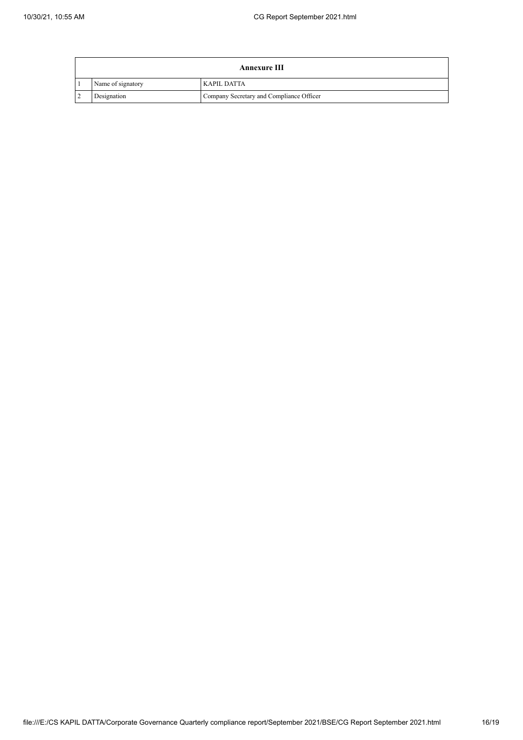| Annexure III | | |
|---|---|---|
| 1 | Name of signatory | KAPIL DATTA |
| 2 | Designation | Company Secretary and Compliance Officer |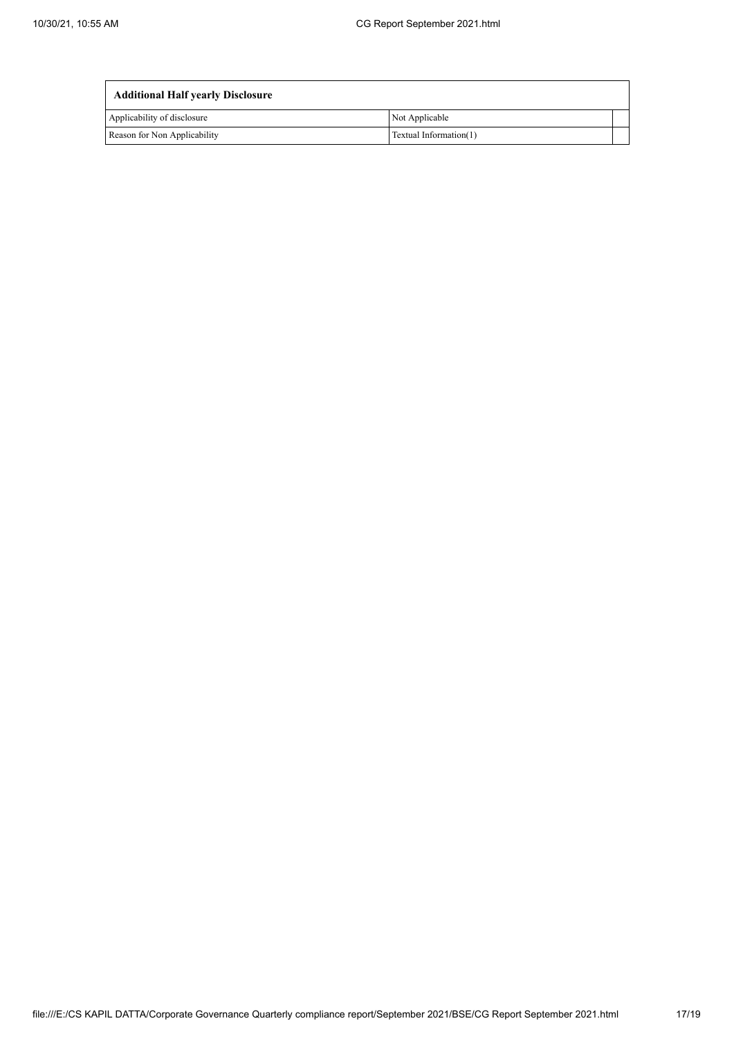| Additional Half yearly Disclosure | | |
|---|---|---|
| Applicability of disclosure | Not Applicable | |
| Reason for Non Applicability | Textual Information(1) | |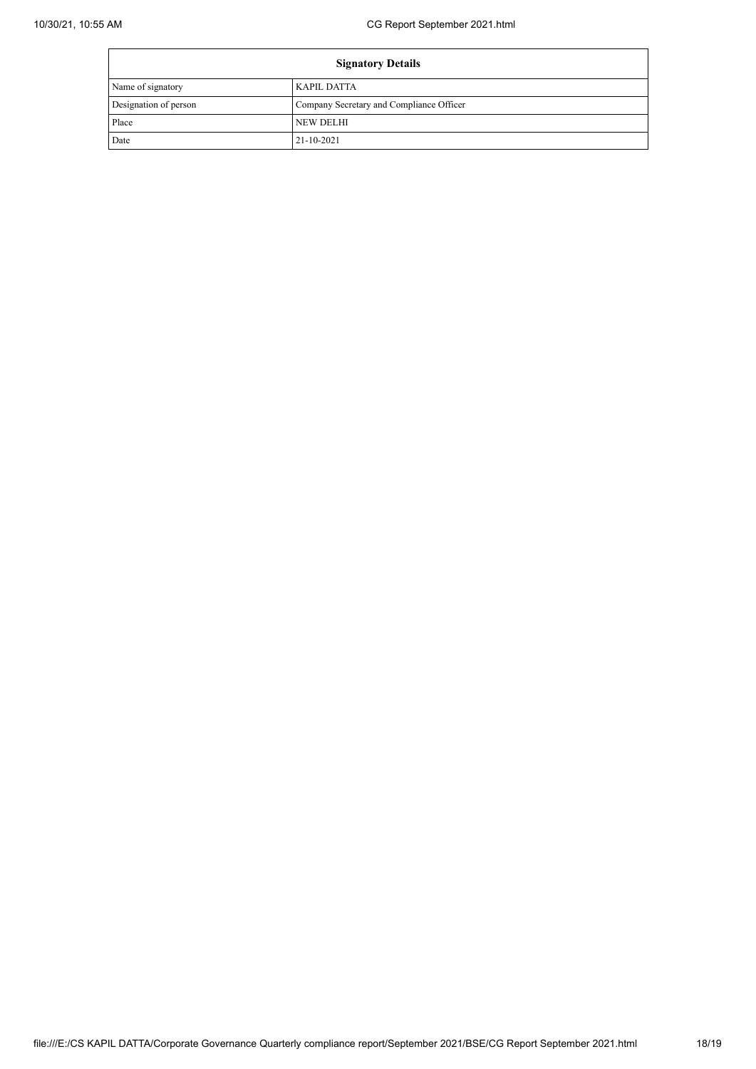| Signatory Details | |
|---|---|
| Name of signatory | KAPIL DATTA |
| Designation of person | Company Secretary and Compliance Officer |
| Place | NEW DELHI |
| Date | 21-10-2021 |